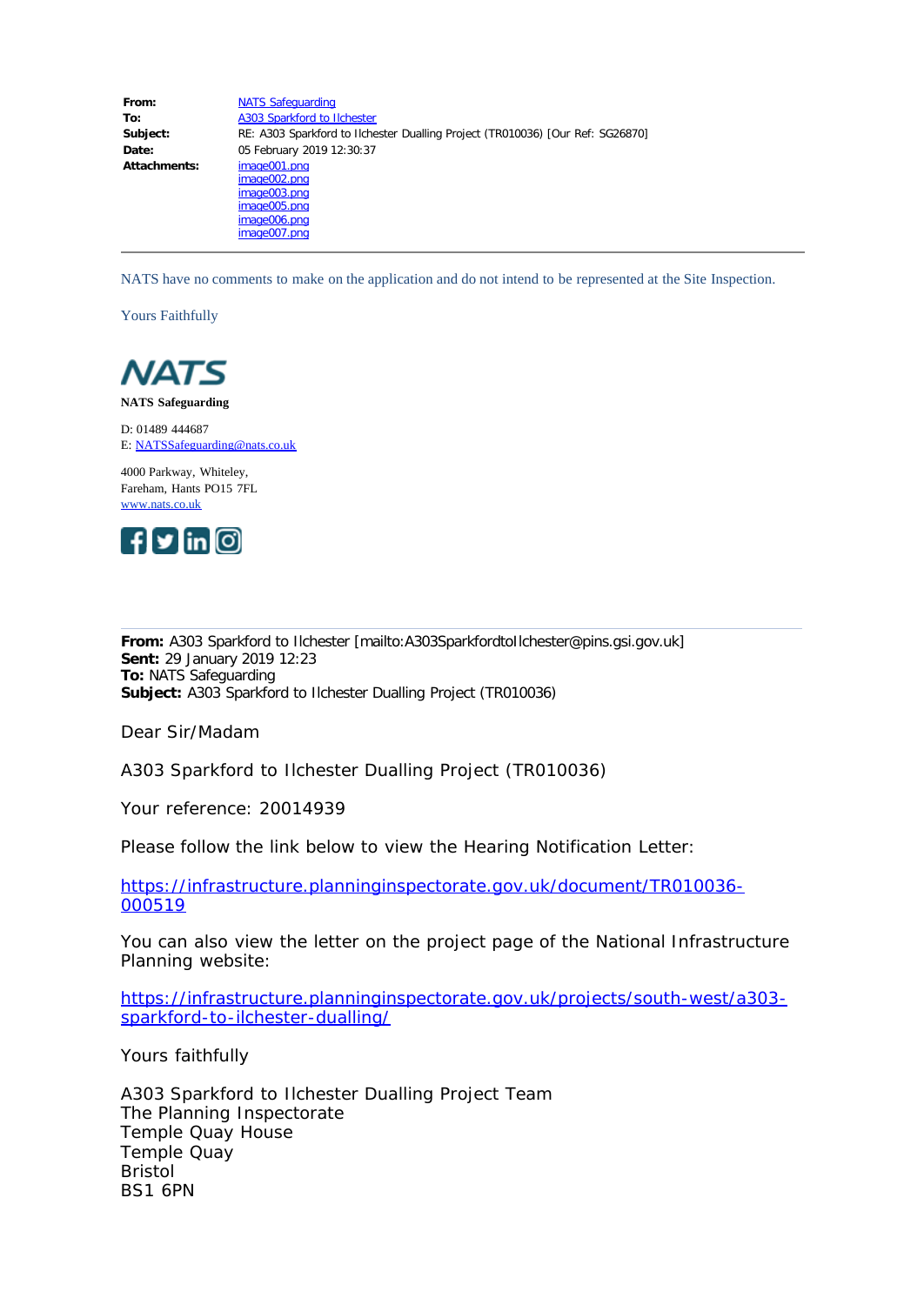| | |
|---|---|
| **From:** | NATS Safeguarding |
| **To:** | A303 Sparkford to Ilchester |
| **Subject:** | RE: A303 Sparkford to Ilchester Dualling Project (TR010036) [Our Ref: SG26870] |
| **Date:** | 05 February 2019 12:30:37 |
| **Attachments:** | image001.png<br>image002.png<br>image003.png<br>image005.png<br>image006.png<br>image007.png |

---

NATS have no comments to make on the application and do not intend to be represented at the Site Inspection.

Yours Faithfully

NATS

**NATS Safeguarding**

D: 01489 444687
E: NATSSafeguarding@nats.co.uk

4000 Parkway, Whiteley,
Fareham, Hants PO15 7FL
www.nats.co.uk

---

**From:** A303 Sparkford to Ilchester [mailto:A303SparkfordtoIlchester@pins.gsi.gov.uk]
**Sent:** 29 January 2019 12:23
**To:** NATS Safeguarding
**Subject:** A303 Sparkford to Ilchester Dualling Project (TR010036)

Dear Sir/Madam

A303 Sparkford to Ilchester Dualling Project (TR010036)

Your reference: 20014939

Please follow the link below to view the Hearing Notification Letter:

https://infrastructure.planninginspectorate.gov.uk/document/TR010036-000519

You can also view the letter on the project page of the National Infrastructure Planning website:

https://infrastructure.planninginspectorate.gov.uk/projects/south-west/a303-sparkford-to-ilchester-dualling/

Yours faithfully

A303 Sparkford to Ilchester Dualling Project Team
The Planning Inspectorate
Temple Quay House
Temple Quay
Bristol
BS1 6PN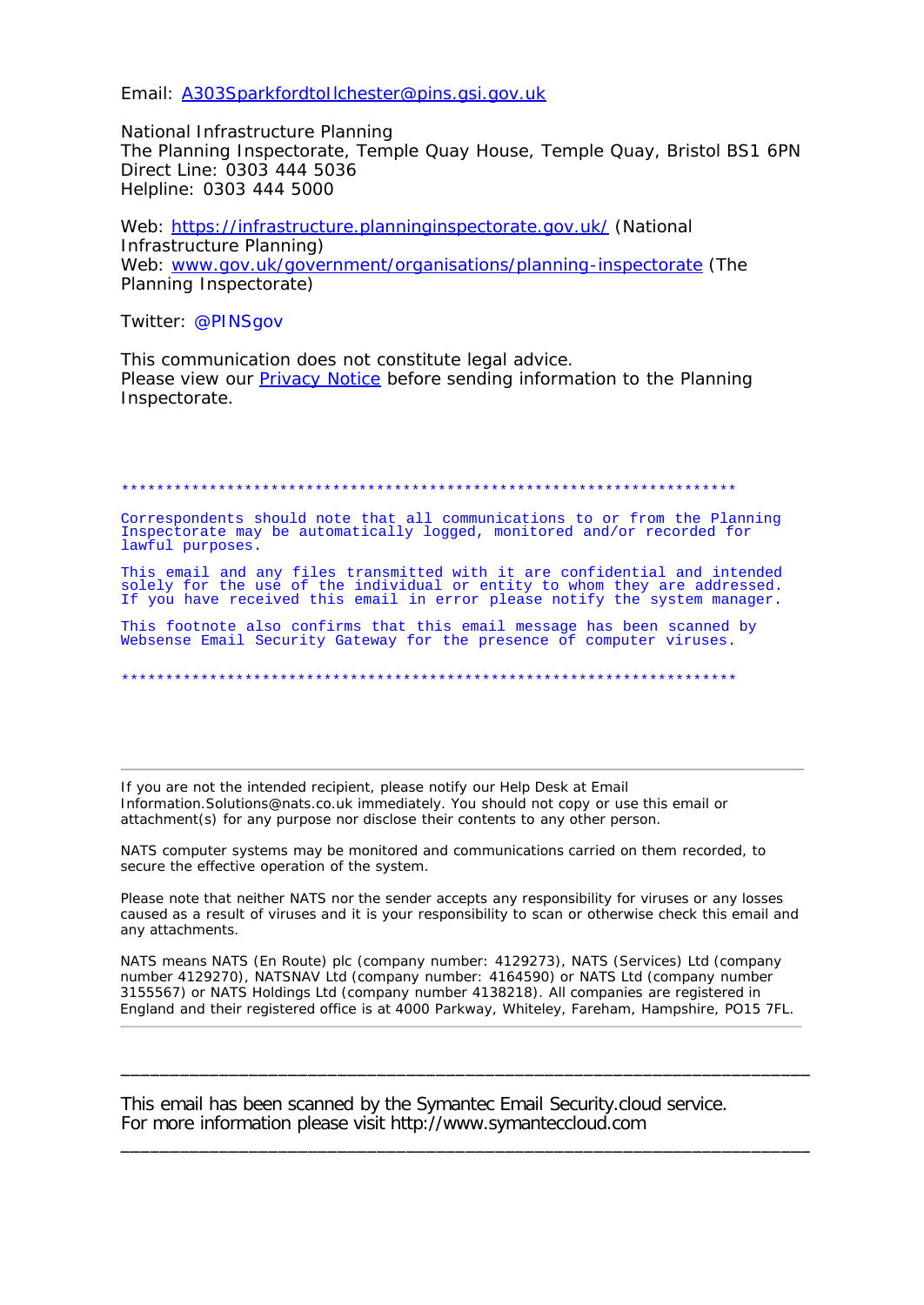Email: [A303SparkfordtoIlchester@pins.gsi.gov.uk](mailto:A303SparkfordtoIlchester@pins.gsi.gov.uk)

National Infrastructure Planning
The Planning Inspectorate, Temple Quay House, Temple Quay, Bristol BS1 6PN
Direct Line: 0303 444 5036
Helpline: 0303 444 5000

Web: [https://infrastructure.planninginspectorate.gov.uk/](https://infrastructure.planninginspectorate.gov.uk/) (National Infrastructure Planning)
Web: [www.gov.uk/government/organisations/planning-inspectorate](http://www.gov.uk/government/organisations/planning-inspectorate) (The Planning Inspectorate)

Twitter: @PINSgov

This communication does not constitute legal advice.
Please view our Privacy Notice before sending information to the Planning Inspectorate.

**********************************************************************

Correspondents should note that all communications to or from the Planning Inspectorate may be automatically logged, monitored and/or recorded for lawful purposes.

This email and any files transmitted with it are confidential and intended solely for the use of the individual or entity to whom they are addressed. If you have received this email in error please notify the system manager.

This footnote also confirms that this email message has been scanned by Websense Email Security Gateway for the presence of computer viruses.

**********************************************************************

---

If you are not the intended recipient, please notify our Help Desk at Email Information.Solutions@nats.co.uk immediately. You should not copy or use this email or attachment(s) for any purpose nor disclose their contents to any other person.

NATS computer systems may be monitored and communications carried on them recorded, to secure the effective operation of the system.

Please note that neither NATS nor the sender accepts any responsibility for viruses or any losses caused as a result of viruses and it is your responsibility to scan or otherwise check this email and any attachments.

NATS means NATS (En Route) plc (company number: 4129273), NATS (Services) Ltd (company number 4129270), NATSNAV Ltd (company number: 4164590) or NATS Ltd (company number 3155567) or NATS Holdings Ltd (company number 4138218). All companies are registered in England and their registered office is at 4000 Parkway, Whiteley, Fareham, Hampshire, PO15 7FL.

---

______________________________________________________________________

This email has been scanned by the Symantec Email Security.cloud service.
For more information please visit http://www.symanteccloud.com

______________________________________________________________________